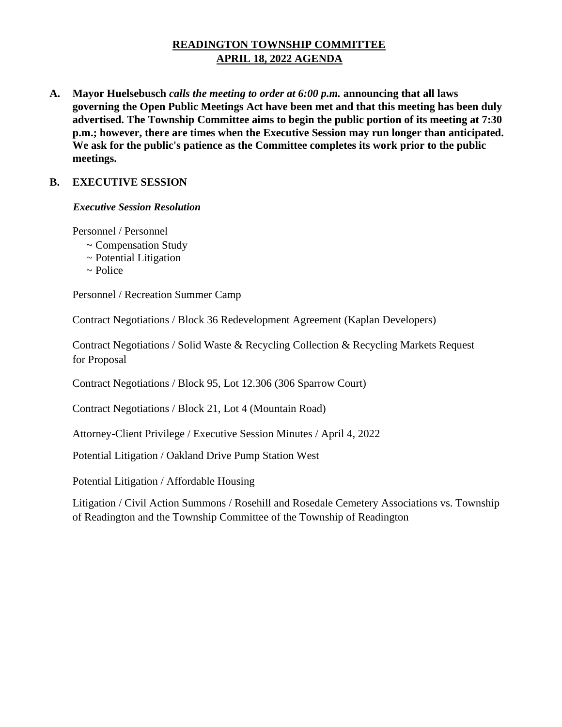# READINGTON TOWNSHIP COMMITTEE
## APRIL 18, 2022 AGENDA

**A. Mayor Huelsebusch** ***calls the meeting to order at 6:00 p.m.*** **announcing that all laws governing the Open Public Meetings Act have been met and that this meeting has been duly advertised. The Township Committee aims to begin the public portion of its meeting at 7:30 p.m.; however, there are times when the Executive Session may run longer than anticipated. We ask for the public's patience as the Committee completes its work prior to the public meetings.**

**B. EXECUTIVE SESSION**

***Executive Session Resolution***

Personnel / Personnel
- ~ Compensation Study
- ~ Potential Litigation
- ~ Police

Personnel / Recreation Summer Camp

Contract Negotiations / Block 36 Redevelopment Agreement (Kaplan Developers)

Contract Negotiations / Solid Waste & Recycling Collection & Recycling Markets Request for Proposal

Contract Negotiations / Block 95, Lot 12.306 (306 Sparrow Court)

Contract Negotiations / Block 21, Lot 4 (Mountain Road)

Attorney-Client Privilege / Executive Session Minutes / April 4, 2022

Potential Litigation / Oakland Drive Pump Station West

Potential Litigation / Affordable Housing

Litigation / Civil Action Summons / Rosehill and Rosedale Cemetery Associations vs. Township of Readington and the Township Committee of the Township of Readington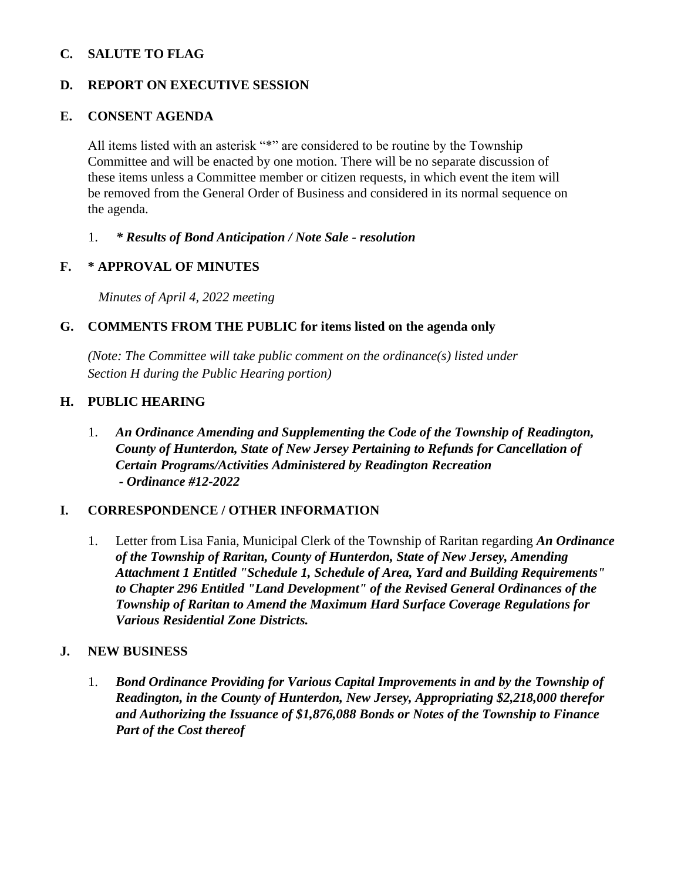**C. SALUTE TO FLAG**

**D. REPORT ON EXECUTIVE SESSION**

**E. CONSENT AGENDA**

All items listed with an asterisk "*" are considered to be routine by the Township Committee and will be enacted by one motion. There will be no separate discussion of these items unless a Committee member or citizen requests, in which event the item will be removed from the General Order of Business and considered in its normal sequence on the agenda.

1. ***\* Results of Bond Anticipation / Note Sale - resolution***

**F. * APPROVAL OF MINUTES**

*Minutes of April 4, 2022 meeting*

**G. COMMENTS FROM THE PUBLIC for items listed on the agenda only**

*(Note: The Committee will take public comment on the ordinance(s) listed under Section H during the Public Hearing portion)*

**H. PUBLIC HEARING**

1. ***An Ordinance Amending and Supplementing the Code of the Township of Readington, County of Hunterdon, State of New Jersey Pertaining to Refunds for Cancellation of Certain Programs/Activities Administered by Readington Recreation - Ordinance #12-2022***

**I. CORRESPONDENCE / OTHER INFORMATION**

1. Letter from Lisa Fania, Municipal Clerk of the Township of Raritan regarding ***An Ordinance of the Township of Raritan, County of Hunterdon, State of New Jersey, Amending Attachment 1 Entitled "Schedule 1, Schedule of Area, Yard and Building Requirements" to Chapter 296 Entitled "Land Development" of the Revised General Ordinances of the Township of Raritan to Amend the Maximum Hard Surface Coverage Regulations for Various Residential Zone Districts.***

**J. NEW BUSINESS**

1. ***Bond Ordinance Providing for Various Capital Improvements in and by the Township of Readington, in the County of Hunterdon, New Jersey, Appropriating $2,218,000 therefor and Authorizing the Issuance of $1,876,088 Bonds or Notes of the Township to Finance Part of the Cost thereof***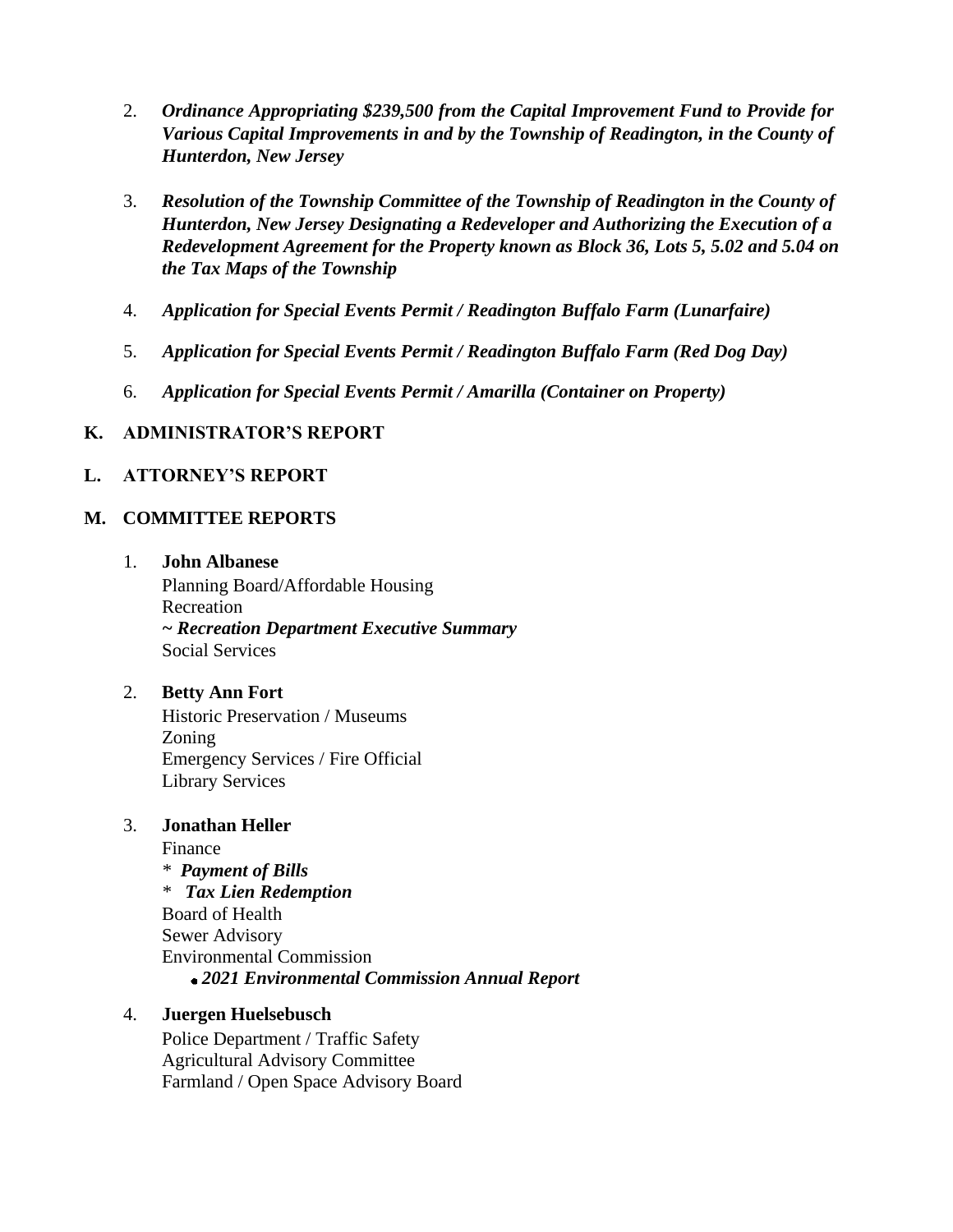2. ***Ordinance Appropriating $239,500 from the Capital Improvement Fund to Provide for Various Capital Improvements in and by the Township of Readington, in the County of Hunterdon, New Jersey***

3. ***Resolution of the Township Committee of the Township of Readington in the County of Hunterdon, New Jersey Designating a Redeveloper and Authorizing the Execution of a Redevelopment Agreement for the Property known as Block 36, Lots 5, 5.02 and 5.04 on the Tax Maps of the Township***

4. ***Application for Special Events Permit / Readington Buffalo Farm (Lunarfaire)***

5. ***Application for Special Events Permit / Readington Buffalo Farm (Red Dog Day)***

6. ***Application for Special Events Permit / Amarilla (Container on Property)***

**K. ADMINISTRATOR'S REPORT**

**L. ATTORNEY'S REPORT**

**M. COMMITTEE REPORTS**

1. **John Albanese**
   Planning Board/Affordable Housing
   Recreation
   ~ ***Recreation Department Executive Summary***
   Social Services

2. **Betty Ann Fort**
   Historic Preservation / Museums
   Zoning
   Emergency Services / Fire Official
   Library Services

3. **Jonathan Heller**
   Finance
   * ***Payment of Bills***
   * ***Tax Lien Redemption***
   Board of Health
   Sewer Advisory
   Environmental Commission
   - ***2021 Environmental Commission Annual Report***

4. **Juergen Huelsebusch**
   Police Department / Traffic Safety
   Agricultural Advisory Committee
   Farmland / Open Space Advisory Board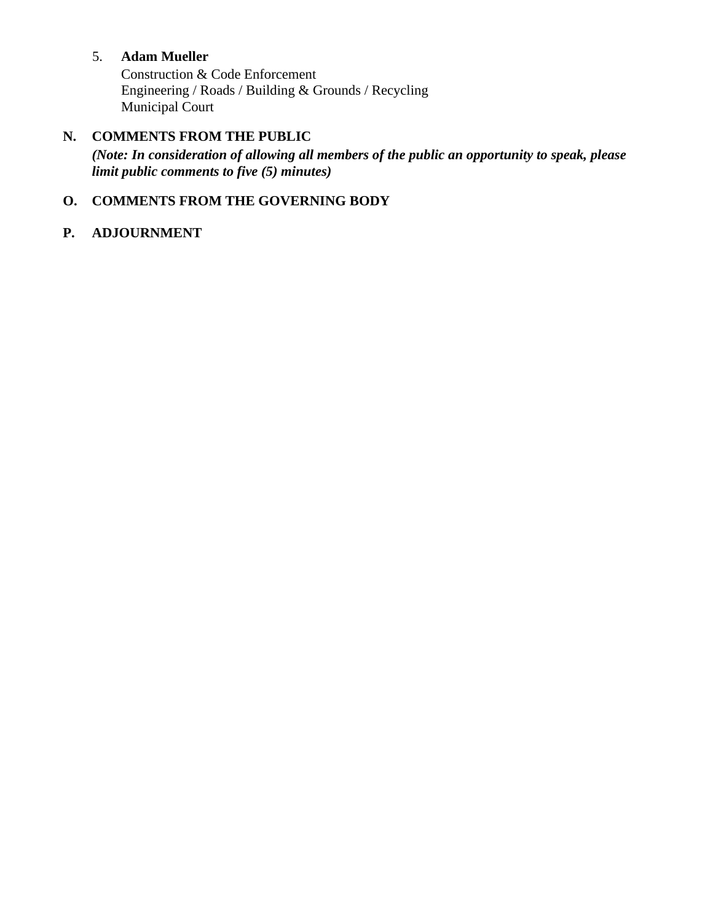5. **Adam Mueller**
   Construction & Code Enforcement
   Engineering / Roads / Building & Grounds / Recycling
   Municipal Court

**N. COMMENTS FROM THE PUBLIC**

***(Note: In consideration of allowing all members of the public an opportunity to speak, please limit public comments to five (5) minutes)***

**O. COMMENTS FROM THE GOVERNING BODY**

**P. ADJOURNMENT**